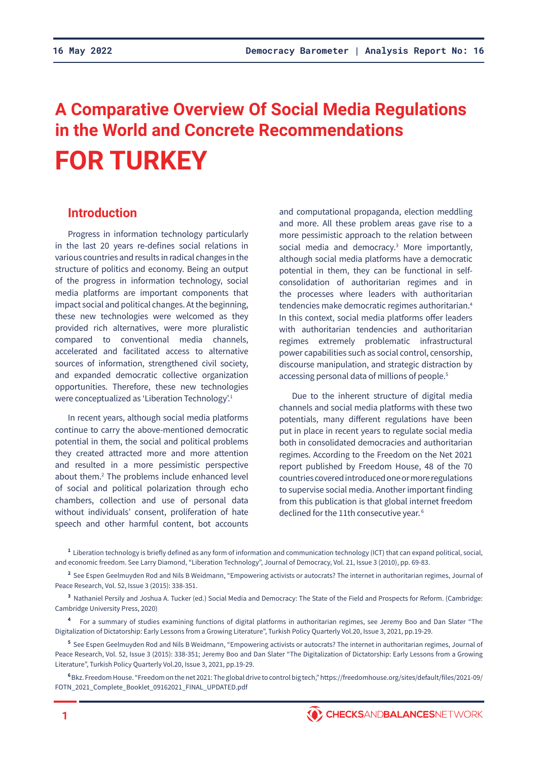# A Comparative Overview Of Social Media Regulations in the World and Concrete Recommendations

# FOR TURKEY

## Introduction

Progress in information technology particularly in the last 20 years re-defines social relations in various countries and results in radical changes in the structure of politics and economy. Being an output of the progress in information technology, social media platforms are important components that impact social and political changes. At the beginning, these new technologies were welcomed as they provided rich alternatives, were more pluralistic compared to conventional media channels, accelerated and facilitated access to alternative sources of information, strengthened civil society, and expanded democratic collective organization opportunities. Therefore, these new technologies were conceptualized as 'Liberation Technology'.[1]

In recent years, although social media platforms continue to carry the above-mentioned democratic potential in them, the social and political problems they created attracted more and more attention and resulted in a more pessimistic perspective about them.[2] The problems include enhanced level of social and political polarization through echo chambers, collection and use of personal data without individuals' consent, proliferation of hate speech and other harmful content, bot accounts and computational propaganda, election meddling and more. All these problem areas gave rise to a more pessimistic approach to the relation between social media and democracy.[3] More importantly, although social media platforms have a democratic potential in them, they can be functional in self-consolidation of authoritarian regimes and in the processes where leaders with authoritarian tendencies make democratic regimes authoritarian.[4] In this context, social media platforms offer leaders with authoritarian tendencies and authoritarian regimes extremely problematic infrastructural power capabilities such as social control, censorship, discourse manipulation, and strategic distraction by accessing personal data of millions of people.[5]

Due to the inherent structure of digital media channels and social media platforms with these two potentials, many different regulations have been put in place in recent years to regulate social media both in consolidated democracies and authoritarian regimes. According to the Freedom on the Net 2021 report published by Freedom House, 48 of the 70 countries covered introduced one or more regulations to supervise social media. Another important finding from this publication is that global internet freedom declined for the 11th consecutive year.[6]

---

[1] Liberation technology is briefly defined as any form of information and communication technology (ICT) that can expand political, social, and economic freedom. See Larry Diamond, "Liberation Technology", Journal of Democracy, Vol. 21, Issue 3 (2010), pp. 69-83.

[2] See Espen Geelmuyden Rod and Nils B Weidmann, "Empowering activists or autocrats? The internet in authoritarian regimes, Journal of Peace Research, Vol. 52, Issue 3 (2015): 338-351.

[3] Nathaniel Persily and Joshua A. Tucker (ed.) Social Media and Democracy: The State of the Field and Prospects for Reform. (Cambridge: Cambridge University Press, 2020)

[4] For a summary of studies examining functions of digital platforms in authoritarian regimes, see Jeremy Boo and Dan Slater "The Digitalization of Dictatorship: Early Lessons from a Growing Literature", Turkish Policy Quarterly Vol.20, Issue 3, 2021, pp.19-29.

[5] See Espen Geelmuyden Rod and Nils B Weidmann, "Empowering activists or autocrats? The internet in authoritarian regimes, Journal of Peace Research, Vol. 52, Issue 3 (2015): 338-351; Jeremy Boo and Dan Slater "The Digitalization of Dictatorship: Early Lessons from a Growing Literature", Turkish Policy Quarterly Vol.20, Issue 3, 2021, pp.19-29.

[6] Bkz. Freedom House. "Freedom on the net 2021: The global drive to control big tech," https://freedomhouse.org/sites/default/files/2021-09/FOTN_2021_Complete_Booklet_09162021_FINAL_UPDATED.pdf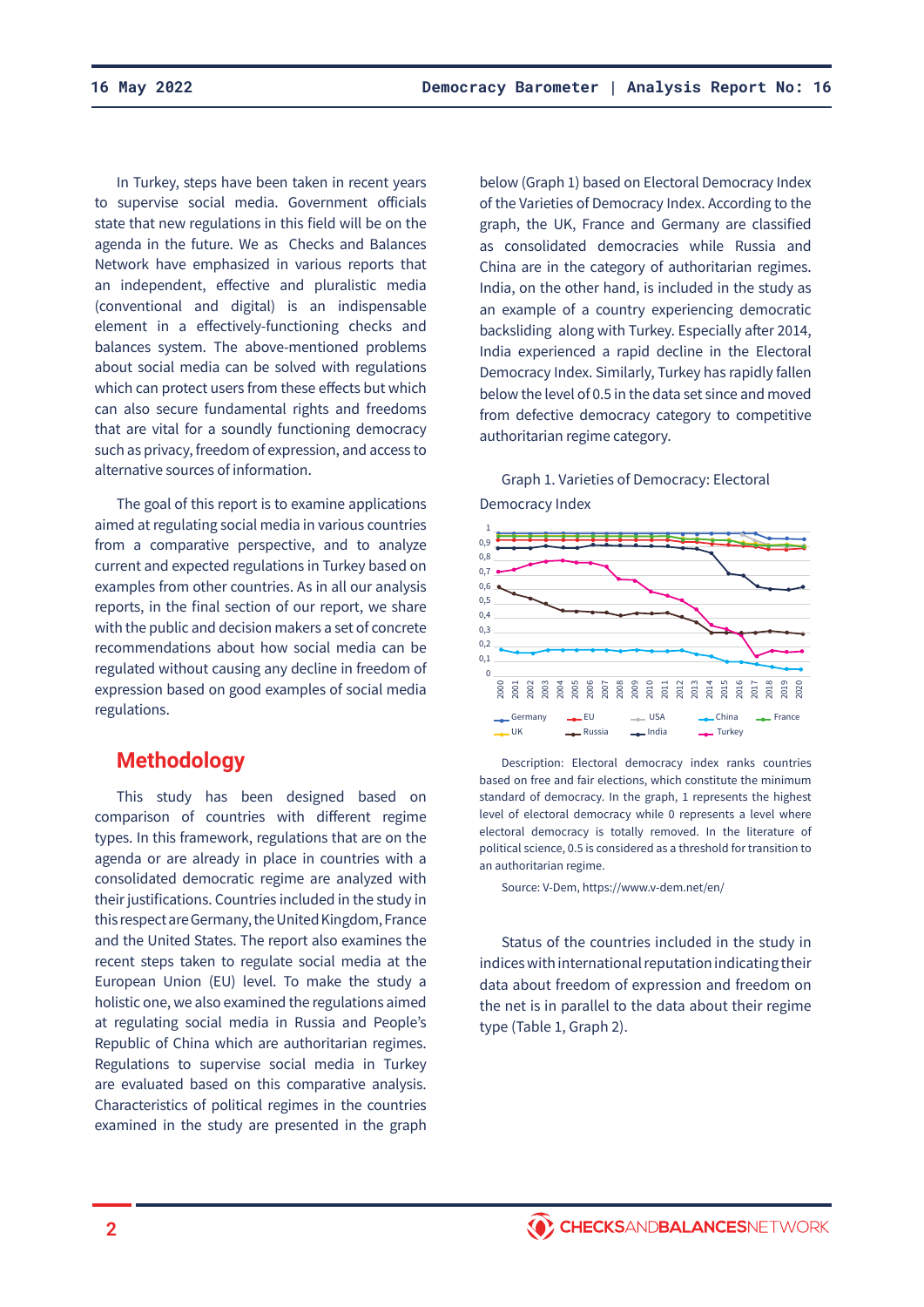In Turkey, steps have been taken in recent years to supervise social media. Government officials state that new regulations in this field will be on the agenda in the future. We as Checks and Balances Network have emphasized in various reports that an independent, effective and pluralistic media (conventional and digital) is an indispensable element in a effectively-functioning checks and balances system. The above-mentioned problems about social media can be solved with regulations which can protect users from these effects but which can also secure fundamental rights and freedoms that are vital for a soundly functioning democracy such as privacy, freedom of expression, and access to alternative sources of information.

The goal of this report is to examine applications aimed at regulating social media in various countries from a comparative perspective, and to analyze current and expected regulations in Turkey based on examples from other countries. As in all our analysis reports, in the final section of our report, we share with the public and decision makers a set of concrete recommendations about how social media can be regulated without causing any decline in freedom of expression based on good examples of social media regulations.

## Methodology

This study has been designed based on comparison of countries with different regime types. In this framework, regulations that are on the agenda or are already in place in countries with a consolidated democratic regime are analyzed with their justifications. Countries included in the study in this respect are Germany, the United Kingdom, France and the United States. The report also examines the recent steps taken to regulate social media at the European Union (EU) level. To make the study a holistic one, we also examined the regulations aimed at regulating social media in Russia and People's Republic of China which are authoritarian regimes. Regulations to supervise social media in Turkey are evaluated based on this comparative analysis. Characteristics of political regimes in the countries examined in the study are presented in the graph below (Graph 1) based on Electoral Democracy Index of the Varieties of Democracy Index. According to the graph, the UK, France and Germany are classified as consolidated democracies while Russia and China are in the category of authoritarian regimes. India, on the other hand, is included in the study as an example of a country experiencing democratic backsliding along with Turkey. Especially after 2014, India experienced a rapid decline in the Electoral Democracy Index. Similarly, Turkey has rapidly fallen below the level of 0.5 in the data set since and moved from defective democracy category to competitive authoritarian regime category.

Graph 1. Varieties of Democracy: Electoral Democracy Index

Description: Electoral democracy index ranks countries based on free and fair elections, which constitute the minimum standard of democracy. In the graph, 1 represents the highest level of electoral democracy while 0 represents a level where electoral democracy is totally removed. In the literature of political science, 0.5 is considered as a threshold for transition to an authoritarian regime.

Source: V-Dem, https://www.v-dem.net/en/

Status of the countries included in the study in indices with international reputation indicating their data about freedom of expression and freedom on the net is in parallel to the data about their regime type (Table 1, Graph 2).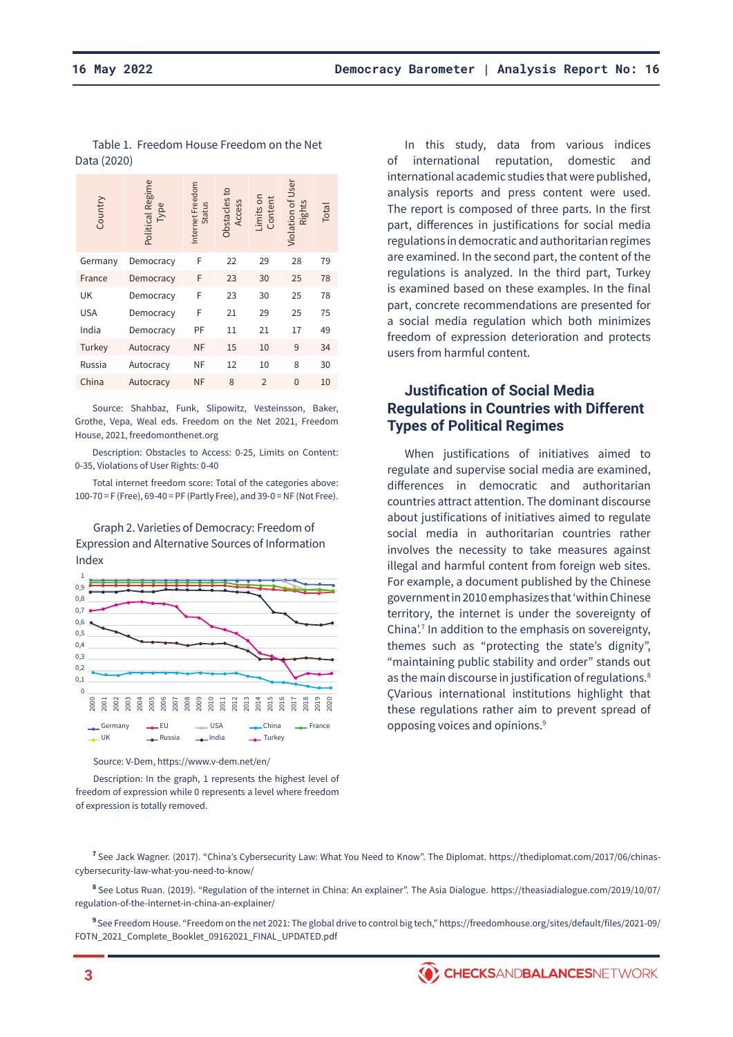Table 1. Freedom House Freedom on the Net Data (2020)

| Country | Political Regime Type | Internet Freedom Status | Obstacles to Access | Limits on Content | Violation of User Rights | Total |
|---|---|---|---|---|---|---|
| Germany | Democracy | F | 22 | 29 | 28 | 79 |
| France | Democracy | F | 23 | 30 | 25 | 78 |
| UK | Democracy | F | 23 | 30 | 25 | 78 |
| USA | Democracy | F | 21 | 29 | 25 | 75 |
| India | Democracy | PF | 11 | 21 | 17 | 49 |
| Turkey | Autocracy | NF | 15 | 10 | 9 | 34 |
| Russia | Autocracy | NF | 12 | 10 | 8 | 30 |
| China | Autocracy | NF | 8 | 2 | 0 | 10 |

Source: Shahbaz, Funk, Slipowitz, Vesteinsson, Baker, Grothe, Vepa, Weal eds. Freedom on the Net 2021, Freedom House, 2021, freedomonthenet.org

Description: Obstacles to Access: 0-25, Limits on Content: 0-35, Violations of User Rights: 0-40

Total internet freedom score: Total of the categories above: 100-70 = F (Free), 69-40 = PF (Partly Free), and 39-0 = NF (Not Free).

Graph 2. Varieties of Democracy: Freedom of Expression and Alternative Sources of Information Index

Source: V-Dem, https://www.v-dem.net/en/

Description: In the graph, 1 represents the highest level of freedom of expression while 0 represents a level where freedom of expression is totally removed.

In this study, data from various indices of international reputation, domestic and international academic studies that were published, analysis reports and press content were used. The report is composed of three parts. In the first part, differences in justifications for social media regulations in democratic and authoritarian regimes are examined. In the second part, the content of the regulations is analyzed. In the third part, Turkey is examined based on these examples. In the final part, concrete recommendations are presented for a social media regulation which both minimizes freedom of expression deterioration and protects users from harmful content.

## Justification of Social Media Regulations in Countries with Different Types of Political Regimes

When justifications of initiatives aimed to regulate and supervise social media are examined, differences in democratic and authoritarian countries attract attention. The dominant discourse about justifications of initiatives aimed to regulate social media in authoritarian countries rather involves the necessity to take measures against illegal and harmful content from foreign web sites. For example, a document published by the Chinese government in 2010 emphasizes that 'within Chinese territory, the internet is under the sovereignty of China'.[7] In addition to the emphasis on sovereignty, themes such as "protecting the state's dignity", "maintaining public stability and order" stands out as the main discourse in justification of regulations.[8] ÇVarious international institutions highlight that these regulations rather aim to prevent spread of opposing voices and opinions.[9]

[7] See Jack Wagner. (2017). "China's Cybersecurity Law: What You Need to Know". The Diplomat. https://thediplomat.com/2017/06/chinas-cybersecurity-law-what-you-need-to-know/

[8] See Lotus Ruan. (2019). "Regulation of the internet in China: An explainer". The Asia Dialogue. https://theasiadialogue.com/2019/10/07/regulation-of-the-internet-in-china-an-explainer/

[9] See Freedom House. "Freedom on the net 2021: The global drive to control big tech," https://freedomhouse.org/sites/default/files/2021-09/FOTN_2021_Complete_Booklet_09162021_FINAL_UPDATED.pdf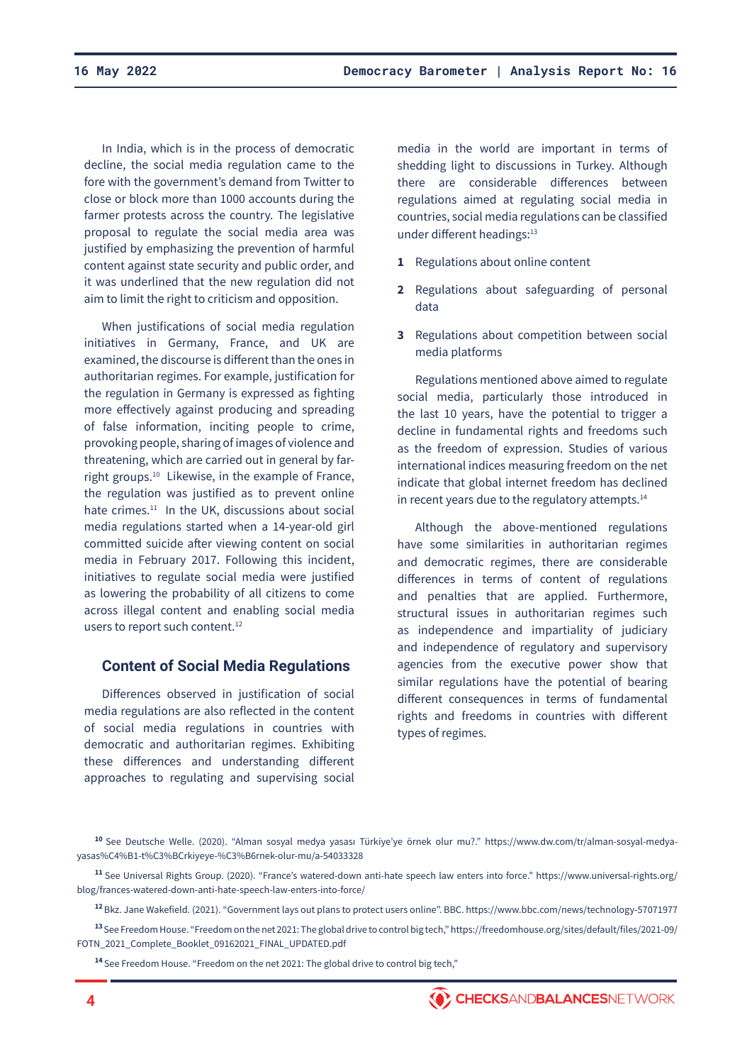In India, which is in the process of democratic decline, the social media regulation came to the fore with the government's demand from Twitter to close or block more than 1000 accounts during the farmer protests across the country. The legislative proposal to regulate the social media area was justified by emphasizing the prevention of harmful content against state security and public order, and it was underlined that the new regulation did not aim to limit the right to criticism and opposition.

When justifications of social media regulation initiatives in Germany, France, and UK are examined, the discourse is different than the ones in authoritarian regimes. For example, justification for the regulation in Germany is expressed as fighting more effectively against producing and spreading of false information, inciting people to crime, provoking people, sharing of images of violence and threatening, which are carried out in general by far-right groups.[10] Likewise, in the example of France, the regulation was justified as to prevent online hate crimes.[11] In the UK, discussions about social media regulations started when a 14-year-old girl committed suicide after viewing content on social media in February 2017. Following this incident, initiatives to regulate social media were justified as lowering the probability of all citizens to come across illegal content and enabling social media users to report such content.[12]

## Content of Social Media Regulations

Differences observed in justification of social media regulations are also reflected in the content of social media regulations in countries with democratic and authoritarian regimes. Exhibiting these differences and understanding different approaches to regulating and supervising social media in the world are important in terms of shedding light to discussions in Turkey. Although there are considerable differences between regulations aimed at regulating social media in countries, social media regulations can be classified under different headings:[13]

1. Regulations about online content
2. Regulations about safeguarding of personal data
3. Regulations about competition between social media platforms

Regulations mentioned above aimed to regulate social media, particularly those introduced in the last 10 years, have the potential to trigger a decline in fundamental rights and freedoms such as the freedom of expression. Studies of various international indices measuring freedom on the net indicate that global internet freedom has declined in recent years due to the regulatory attempts.[14]

Although the above-mentioned regulations have some similarities in authoritarian regimes and democratic regimes, there are considerable differences in terms of content of regulations and penalties that are applied. Furthermore, structural issues in authoritarian regimes such as independence and impartiality of judiciary and independence of regulatory and supervisory agencies from the executive power show that similar regulations have the potential of bearing different consequences in terms of fundamental rights and freedoms in countries with different types of regimes.

---

[10] See Deutsche Welle. (2020). "Alman sosyal medya yasası Türkiye'ye örnek olur mu?." https://www.dw.com/tr/alman-sosyal-medya-yasas%C4%B1-t%C3%BCrkiyeye-%C3%B6rnek-olur-mu/a-54033328

[11] See Universal Rights Group. (2020). "France's watered-down anti-hate speech law enters into force." https://www.universal-rights.org/blog/frances-watered-down-anti-hate-speech-law-enters-into-force/

[12] Bkz. Jane Wakefield. (2021). "Government lays out plans to protect users online". BBC. https://www.bbc.com/news/technology-57071977

[13] See Freedom House. "Freedom on the net 2021: The global drive to control big tech," https://freedomhouse.org/sites/default/files/2021-09/FOTN_2021_Complete_Booklet_09162021_FINAL_UPDATED.pdf

[14] See Freedom House. "Freedom on the net 2021: The global drive to control big tech,"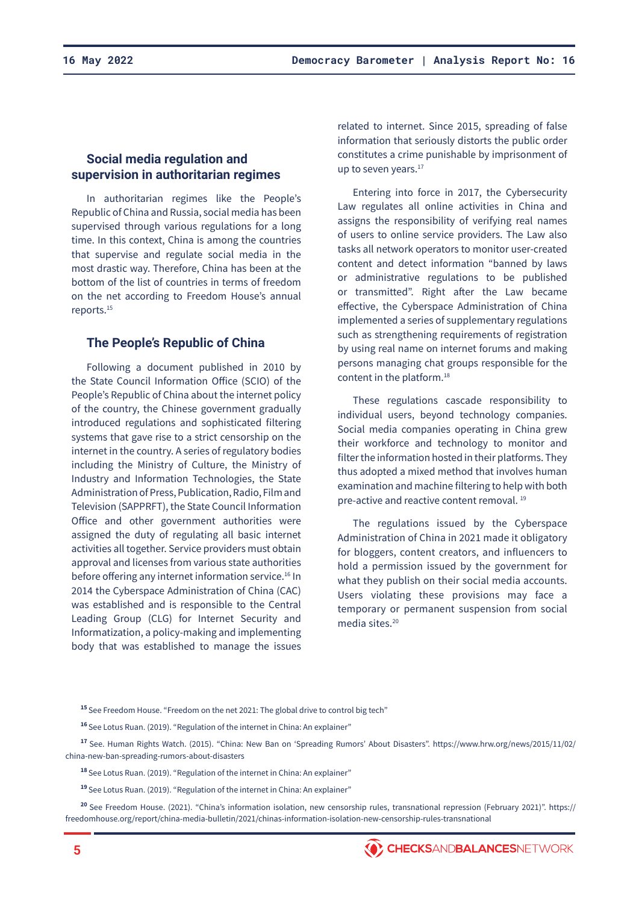## Social media regulation and supervision in authoritarian regimes

In authoritarian regimes like the People's Republic of China and Russia, social media has been supervised through various regulations for a long time. In this context, China is among the countries that supervise and regulate social media in the most drastic way. Therefore, China has been at the bottom of the list of countries in terms of freedom on the net according to Freedom House's annual reports.[15]

## The People's Republic of China

Following a document published in 2010 by the State Council Information Office (SCIO) of the People's Republic of China about the internet policy of the country, the Chinese government gradually introduced regulations and sophisticated filtering systems that gave rise to a strict censorship on the internet in the country. A series of regulatory bodies including the Ministry of Culture, the Ministry of Industry and Information Technologies, the State Administration of Press, Publication, Radio, Film and Television (SAPPRFT), the State Council Information Office and other government authorities were assigned the duty of regulating all basic internet activities all together. Service providers must obtain approval and licenses from various state authorities before offering any internet information service.[16] In 2014 the Cyberspace Administration of China (CAC) was established and is responsible to the Central Leading Group (CLG) for Internet Security and Informatization, a policy-making and implementing body that was established to manage the issues related to internet. Since 2015, spreading of false information that seriously distorts the public order constitutes a crime punishable by imprisonment of up to seven years.[17]

Entering into force in 2017, the Cybersecurity Law regulates all online activities in China and assigns the responsibility of verifying real names of users to online service providers. The Law also tasks all network operators to monitor user-created content and detect information "banned by laws or administrative regulations to be published or transmitted". Right after the Law became effective, the Cyberspace Administration of China implemented a series of supplementary regulations such as strengthening requirements of registration by using real name on internet forums and making persons managing chat groups responsible for the content in the platform.[18]

These regulations cascade responsibility to individual users, beyond technology companies. Social media companies operating in China grew their workforce and technology to monitor and filter the information hosted in their platforms. They thus adopted a mixed method that involves human examination and machine filtering to help with both pre-active and reactive content removal.[19]

The regulations issued by the Cyberspace Administration of China in 2021 made it obligatory for bloggers, content creators, and influencers to hold a permission issued by the government for what they publish on their social media accounts. Users violating these provisions may face a temporary or permanent suspension from social media sites.[20]

---

[15] See Freedom House. "Freedom on the net 2021: The global drive to control big tech"

[16] See Lotus Ruan. (2019). "Regulation of the internet in China: An explainer"

[17] See. Human Rights Watch. (2015). "China: New Ban on 'Spreading Rumors' About Disasters". https://www.hrw.org/news/2015/11/02/china-new-ban-spreading-rumors-about-disasters

[18] See Lotus Ruan. (2019). "Regulation of the internet in China: An explainer"

[19] See Lotus Ruan. (2019). "Regulation of the internet in China: An explainer"

[20] See Freedom House. (2021). "China's information isolation, new censorship rules, transnational repression (February 2021)". https://freedomhouse.org/report/china-media-bulletin/2021/chinas-information-isolation-new-censorship-rules-transnational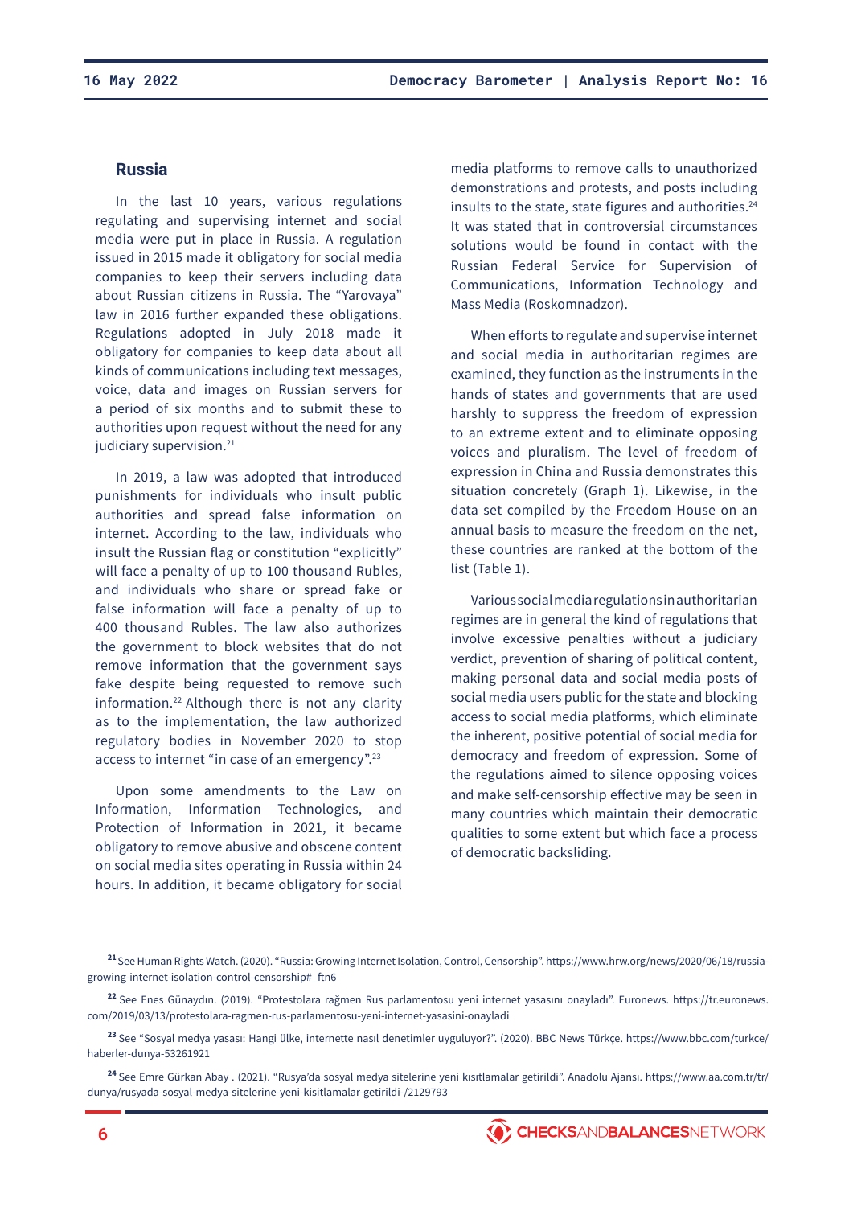## Russia

In the last 10 years, various regulations regulating and supervising internet and social media were put in place in Russia. A regulation issued in 2015 made it obligatory for social media companies to keep their servers including data about Russian citizens in Russia. The "Yarovaya" law in 2016 further expanded these obligations. Regulations adopted in July 2018 made it obligatory for companies to keep data about all kinds of communications including text messages, voice, data and images on Russian servers for a period of six months and to submit these to authorities upon request without the need for any judiciary supervision.[21]

In 2019, a law was adopted that introduced punishments for individuals who insult public authorities and spread false information on internet. According to the law, individuals who insult the Russian flag or constitution "explicitly" will face a penalty of up to 100 thousand Rubles, and individuals who share or spread fake or false information will face a penalty of up to 400 thousand Rubles. The law also authorizes the government to block websites that do not remove information that the government says fake despite being requested to remove such information.[22] Although there is not any clarity as to the implementation, the law authorized regulatory bodies in November 2020 to stop access to internet "in case of an emergency".[23]

Upon some amendments to the Law on Information, Information Technologies, and Protection of Information in 2021, it became obligatory to remove abusive and obscene content on social media sites operating in Russia within 24 hours. In addition, it became obligatory for social media platforms to remove calls to unauthorized demonstrations and protests, and posts including insults to the state, state figures and authorities.[24] It was stated that in controversial circumstances solutions would be found in contact with the Russian Federal Service for Supervision of Communications, Information Technology and Mass Media (Roskomnadzor).

When efforts to regulate and supervise internet and social media in authoritarian regimes are examined, they function as the instruments in the hands of states and governments that are used harshly to suppress the freedom of expression to an extreme extent and to eliminate opposing voices and pluralism. The level of freedom of expression in China and Russia demonstrates this situation concretely (Graph 1). Likewise, in the data set compiled by the Freedom House on an annual basis to measure the freedom on the net, these countries are ranked at the bottom of the list (Table 1).

Various social media regulations in authoritarian regimes are in general the kind of regulations that involve excessive penalties without a judiciary verdict, prevention of sharing of political content, making personal data and social media posts of social media users public for the state and blocking access to social media platforms, which eliminate the inherent, positive potential of social media for democracy and freedom of expression. Some of the regulations aimed to silence opposing voices and make self-censorship effective may be seen in many countries which maintain their democratic qualities to some extent but which face a process of democratic backsliding.

---

[21] See Human Rights Watch. (2020). "Russia: Growing Internet Isolation, Control, Censorship". https://www.hrw.org/news/2020/06/18/russia-growing-internet-isolation-control-censorship#_ftn6

[22] See Enes Günaydın. (2019). "Protestolara rağmen Rus parlamentosu yeni internet yasasını onayladı". Euronews. https://tr.euronews.com/2019/03/13/protestolara-ragmen-rus-parlamentosu-yeni-internet-yasasini-onayladi

[23] See "Sosyal medya yasası: Hangi ülke, internette nasıl denetimler uyguluyor?". (2020). BBC News Türkçe. https://www.bbc.com/turkce/haberler-dunya-53261921

[24] See Emre Gürkan Abay . (2021). "Rusya'da sosyal medya sitelerine yeni kısıtlamalar getirildi". Anadolu Ajansı. https://www.aa.com.tr/tr/dunya/rusyada-sosyal-medya-sitelerine-yeni-kisitlamalar-getirildi-/2129793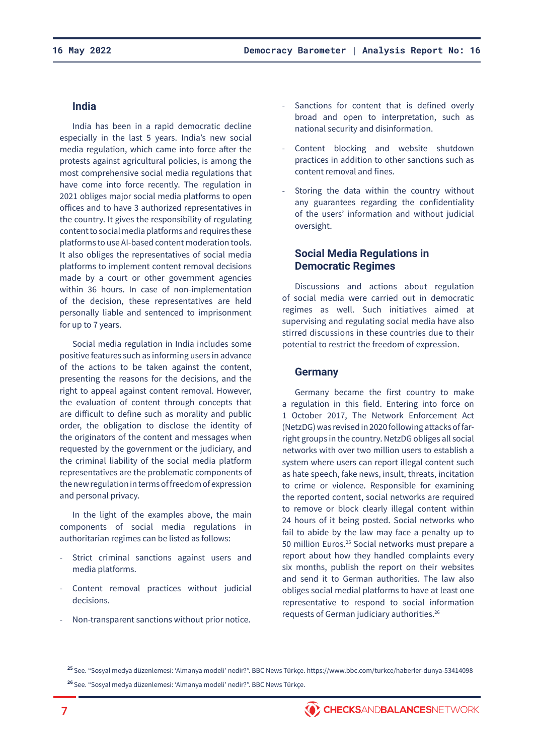## India

India has been in a rapid democratic decline especially in the last 5 years. India's new social media regulation, which came into force after the protests against agricultural policies, is among the most comprehensive social media regulations that have come into force recently. The regulation in 2021 obliges major social media platforms to open offices and to have 3 authorized representatives in the country. It gives the responsibility of regulating content to social media platforms and requires these platforms to use AI-based content moderation tools. It also obliges the representatives of social media platforms to implement content removal decisions made by a court or other government agencies within 36 hours. In case of non-implementation of the decision, these representatives are held personally liable and sentenced to imprisonment for up to 7 years.

Social media regulation in India includes some positive features such as informing users in advance of the actions to be taken against the content, presenting the reasons for the decisions, and the right to appeal against content removal. However, the evaluation of content through concepts that are difficult to define such as morality and public order, the obligation to disclose the identity of the originators of the content and messages when requested by the government or the judiciary, and the criminal liability of the social media platform representatives are the problematic components of the new regulation in terms of freedom of expression and personal privacy.

In the light of the examples above, the main components of social media regulations in authoritarian regimes can be listed as follows:

- Strict criminal sanctions against users and media platforms.
- Content removal practices without judicial decisions.
- Non-transparent sanctions without prior notice.
- Sanctions for content that is defined overly broad and open to interpretation, such as national security and disinformation.
- Content blocking and website shutdown practices in addition to other sanctions such as content removal and fines.
- Storing the data within the country without any guarantees regarding the confidentiality of the users' information and without judicial oversight.

## Social Media Regulations in Democratic Regimes

Discussions and actions about regulation of social media were carried out in democratic regimes as well. Such initiatives aimed at supervising and regulating social media have also stirred discussions in these countries due to their potential to restrict the freedom of expression.

## Germany

Germany became the first country to make a regulation in this field. Entering into force on 1 October 2017, The Network Enforcement Act (NetzDG) was revised in 2020 following attacks of far-right groups in the country. NetzDG obliges all social networks with over two million users to establish a system where users can report illegal content such as hate speech, fake news, insult, threats, incitation to crime or violence. Responsible for examining the reported content, social networks are required to remove or block clearly illegal content within 24 hours of it being posted. Social networks who fail to abide by the law may face a penalty up to 50 million Euros.[25] Social networks must prepare a report about how they handled complaints every six months, publish the report on their websites and send it to German authorities. The law also obliges social medial platforms to have at least one representative to respond to social information requests of German judiciary authorities.[26]

[25] See. "Sosyal medya düzenlemesi: 'Almanya modeli' nedir?". BBC News Türkçe. https://www.bbc.com/turkce/haberler-dunya-53414098

[26] See. "Sosyal medya düzenlemesi: 'Almanya modeli' nedir?". BBC News Türkçe.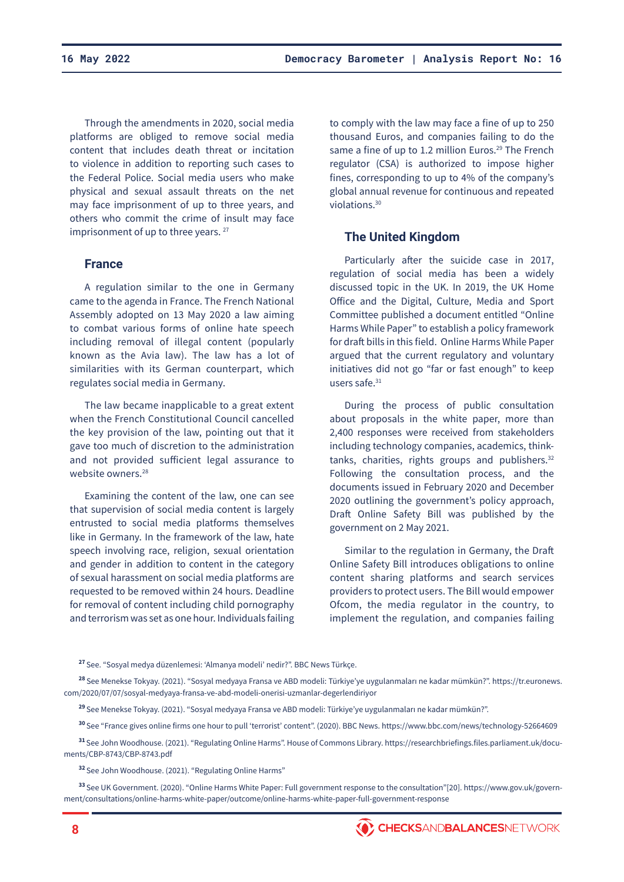Through the amendments in 2020, social media platforms are obliged to remove social media content that includes death threat or incitation to violence in addition to reporting such cases to the Federal Police. Social media users who make physical and sexual assault threats on the net may face imprisonment of up to three years, and others who commit the crime of insult may face imprisonment of up to three years. [27]

## France

A regulation similar to the one in Germany came to the agenda in France. The French National Assembly adopted on 13 May 2020 a law aiming to combat various forms of online hate speech including removal of illegal content (popularly known as the Avia law). The law has a lot of similarities with its German counterpart, which regulates social media in Germany.

The law became inapplicable to a great extent when the French Constitutional Council cancelled the key provision of the law, pointing out that it gave too much of discretion to the administration and not provided sufficient legal assurance to website owners.[28]

Examining the content of the law, one can see that supervision of social media content is largely entrusted to social media platforms themselves like in Germany. In the framework of the law, hate speech involving race, religion, sexual orientation and gender in addition to content in the category of sexual harassment on social media platforms are requested to be removed within 24 hours. Deadline for removal of content including child pornography and terrorism was set as one hour. Individuals failing to comply with the law may face a fine of up to 250 thousand Euros, and companies failing to do the same a fine of up to 1.2 million Euros.[29] The French regulator (CSA) is authorized to impose higher fines, corresponding to up to 4% of the company's global annual revenue for continuous and repeated violations.[30]

## The United Kingdom

Particularly after the suicide case in 2017, regulation of social media has been a widely discussed topic in the UK. In 2019, the UK Home Office and the Digital, Culture, Media and Sport Committee published a document entitled "Online Harms While Paper" to establish a policy framework for draft bills in this field. Online Harms While Paper argued that the current regulatory and voluntary initiatives did not go "far or fast enough" to keep users safe.[31]

During the process of public consultation about proposals in the white paper, more than 2,400 responses were received from stakeholders including technology companies, academics, think-tanks, charities, rights groups and publishers.[32] Following the consultation process, and the documents issued in February 2020 and December 2020 outlining the government's policy approach, Draft Online Safety Bill was published by the government on 2 May 2021.

Similar to the regulation in Germany, the Draft Online Safety Bill introduces obligations to online content sharing platforms and search services providers to protect users. The Bill would empower Ofcom, the media regulator in the country, to implement the regulation, and companies failing

---

[27] See. "Sosyal medya düzenlemesi: 'Almanya modeli' nedir?". BBC News Türkçe.

[28] See Menekse Tokyay. (2021). "Sosyal medyaya Fransa ve ABD modeli: Türkiye'ye uygulanmaları ne kadar mümkün?". https://tr.euronews.com/2020/07/07/sosyal-medyaya-fransa-ve-abd-modeli-onerisi-uzmanlar-degerlendiriyor

[29] See Menekse Tokyay. (2021). "Sosyal medyaya Fransa ve ABD modeli: Türkiye'ye uygulanmaları ne kadar mümkün?".

[30] See "France gives online firms one hour to pull 'terrorist' content". (2020). BBC News. https://www.bbc.com/news/technology-52664609

[31] See John Woodhouse. (2021). "Regulating Online Harms". House of Commons Library. https://researchbriefings.files.parliament.uk/documents/CBP-8743/CBP-8743.pdf

[32] See John Woodhouse. (2021). "Regulating Online Harms"

[33] See UK Government. (2020). "Online Harms White Paper: Full government response to the consultation"[20]. https://www.gov.uk/government/consultations/online-harms-white-paper/outcome/online-harms-white-paper-full-government-response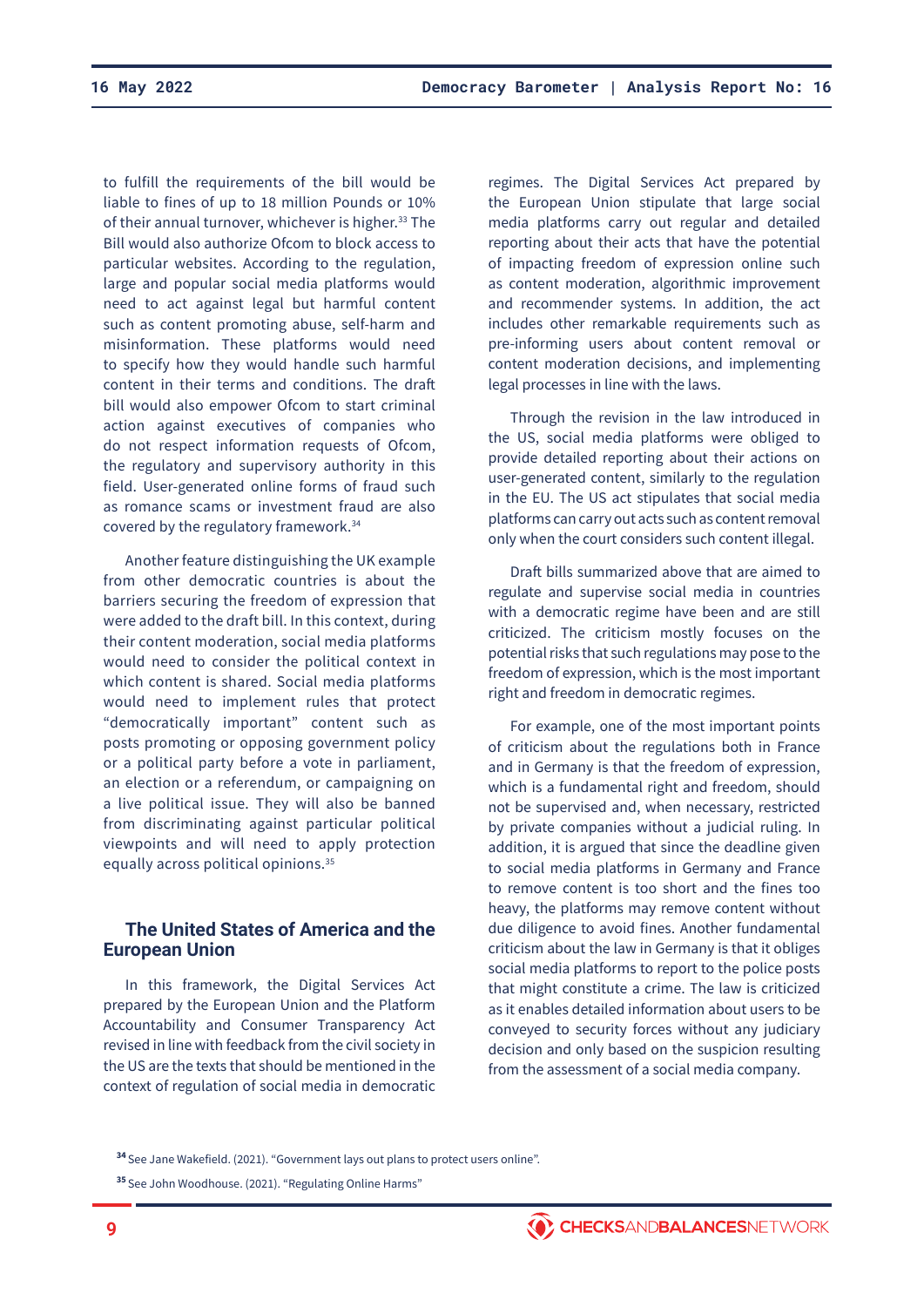to fulfill the requirements of the bill would be liable to fines of up to 18 million Pounds or 10% of their annual turnover, whichever is higher.[33] The Bill would also authorize Ofcom to block access to particular websites. According to the regulation, large and popular social media platforms would need to act against legal but harmful content such as content promoting abuse, self-harm and misinformation. These platforms would need to specify how they would handle such harmful content in their terms and conditions. The draft bill would also empower Ofcom to start criminal action against executives of companies who do not respect information requests of Ofcom, the regulatory and supervisory authority in this field. User-generated online forms of fraud such as romance scams or investment fraud are also covered by the regulatory framework.[34]

Another feature distinguishing the UK example from other democratic countries is about the barriers securing the freedom of expression that were added to the draft bill. In this context, during their content moderation, social media platforms would need to consider the political context in which content is shared. Social media platforms would need to implement rules that protect "democratically important" content such as posts promoting or opposing government policy or a political party before a vote in parliament, an election or a referendum, or campaigning on a live political issue. They will also be banned from discriminating against particular political viewpoints and will need to apply protection equally across political opinions.[35]

## The United States of America and the European Union

In this framework, the Digital Services Act prepared by the European Union and the Platform Accountability and Consumer Transparency Act revised in line with feedback from the civil society in the US are the texts that should be mentioned in the context of regulation of social media in democratic regimes. The Digital Services Act prepared by the European Union stipulate that large social media platforms carry out regular and detailed reporting about their acts that have the potential of impacting freedom of expression online such as content moderation, algorithmic improvement and recommender systems. In addition, the act includes other remarkable requirements such as pre-informing users about content removal or content moderation decisions, and implementing legal processes in line with the laws.

Through the revision in the law introduced in the US, social media platforms were obliged to provide detailed reporting about their actions on user-generated content, similarly to the regulation in the EU. The US act stipulates that social media platforms can carry out acts such as content removal only when the court considers such content illegal.

Draft bills summarized above that are aimed to regulate and supervise social media in countries with a democratic regime have been and are still criticized. The criticism mostly focuses on the potential risks that such regulations may pose to the freedom of expression, which is the most important right and freedom in democratic regimes.

For example, one of the most important points of criticism about the regulations both in France and in Germany is that the freedom of expression, which is a fundamental right and freedom, should not be supervised and, when necessary, restricted by private companies without a judicial ruling. In addition, it is argued that since the deadline given to social media platforms in Germany and France to remove content is too short and the fines too heavy, the platforms may remove content without due diligence to avoid fines. Another fundamental criticism about the law in Germany is that it obliges social media platforms to report to the police posts that might constitute a crime. The law is criticized as it enables detailed information about users to be conveyed to security forces without any judiciary decision and only based on the suspicion resulting from the assessment of a social media company.

---

[34] See Jane Wakefield. (2021). "Government lays out plans to protect users online".

[35] See John Woodhouse. (2021). "Regulating Online Harms"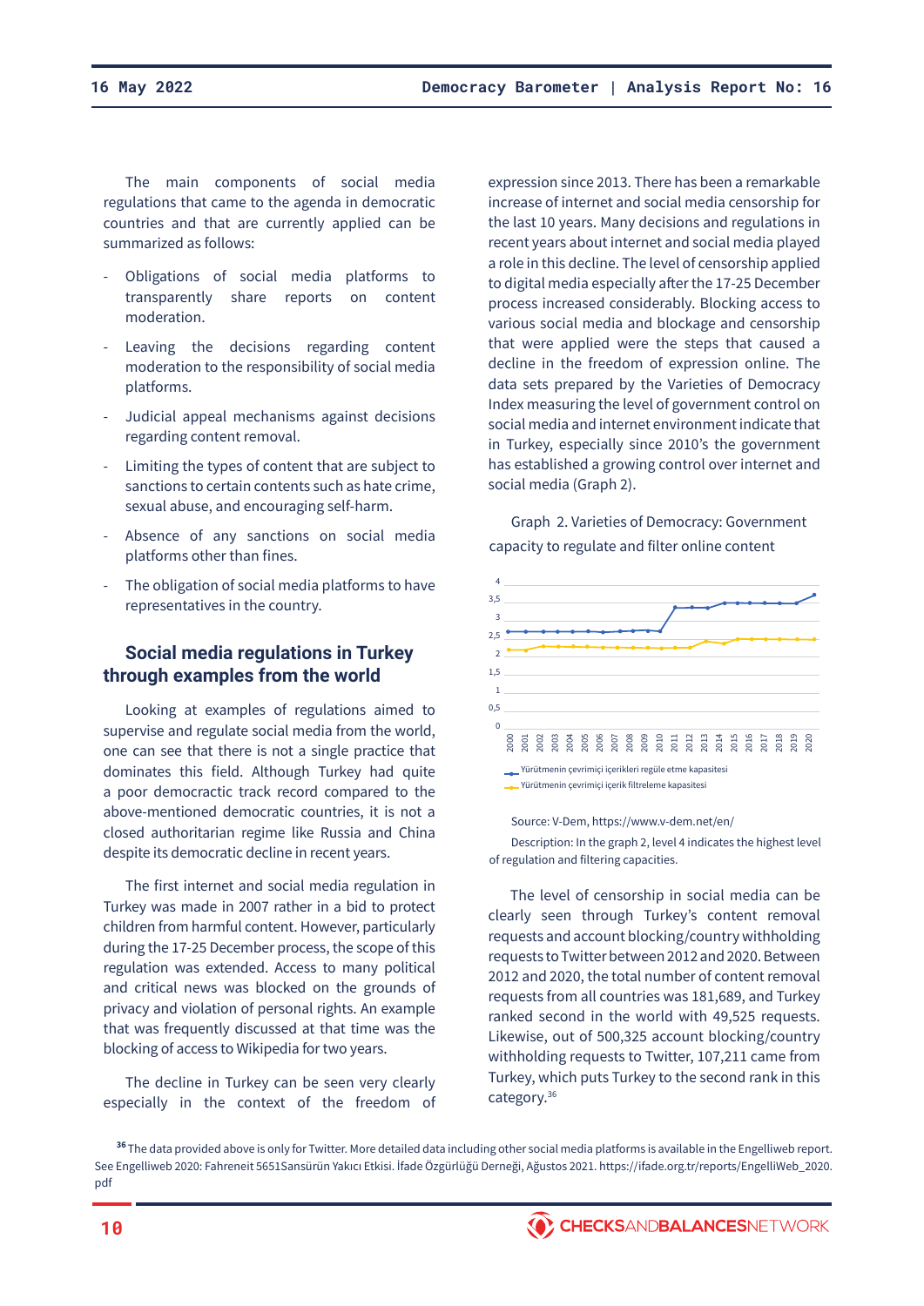The main components of social media regulations that came to the agenda in democratic countries and that are currently applied can be summarized as follows:

- Obligations of social media platforms to transparently share reports on content moderation.
- Leaving the decisions regarding content moderation to the responsibility of social media platforms.
- Judicial appeal mechanisms against decisions regarding content removal.
- Limiting the types of content that are subject to sanctions to certain contents such as hate crime, sexual abuse, and encouraging self-harm.
- Absence of any sanctions on social media platforms other than fines.
- The obligation of social media platforms to have representatives in the country.

## Social media regulations in Turkey through examples from the world

Looking at examples of regulations aimed to supervise and regulate social media from the world, one can see that there is not a single practice that dominates this field. Although Turkey had quite a poor democractic track record compared to the above-mentioned democratic countries, it is not a closed authoritarian regime like Russia and China despite its democratic decline in recent years.

The first internet and social media regulation in Turkey was made in 2007 rather in a bid to protect children from harmful content. However, particularly during the 17-25 December process, the scope of this regulation was extended. Access to many political and critical news was blocked on the grounds of privacy and violation of personal rights. An example that was frequently discussed at that time was the blocking of access to Wikipedia for two years.

The decline in Turkey can be seen very clearly especially in the context of the freedom of expression since 2013. There has been a remarkable increase of internet and social media censorship for the last 10 years. Many decisions and regulations in recent years about internet and social media played a role in this decline. The level of censorship applied to digital media especially after the 17-25 December process increased considerably. Blocking access to various social media and blockage and censorship that were applied were the steps that caused a decline in the freedom of expression online. The data sets prepared by the Varieties of Democracy Index measuring the level of government control on social media and internet environment indicate that in Turkey, especially since 2010's the government has established a growing control over internet and social media (Graph 2).

Graph 2. Varieties of Democracy: Government capacity to regulate and filter online content

Legend: Yürütmenin çevrimiçi içerikleri regüle etme kapasitesi; Yürütmenin çevrimiçi içerik filtreleme kapasitesi

Source: V-Dem, https://www.v-dem.net/en/

Description: In the graph 2, level 4 indicates the highest level of regulation and filtering capacities.

The level of censorship in social media can be clearly seen through Turkey's content removal requests and account blocking/country withholding requests to Twitter between 2012 and 2020. Between 2012 and 2020, the total number of content removal requests from all countries was 181,689, and Turkey ranked second in the world with 49,525 requests. Likewise, out of 500,325 account blocking/country withholding requests to Twitter, 107,211 came from Turkey, which puts Turkey to the second rank in this category.[36]

[36] The data provided above is only for Twitter. More detailed data including other social media platforms is available in the Engelliweb report. See Engelliweb 2020: Fahreneit 5651Sansürün Yakıcı Etkisi. İfade Özgürlüğü Derneği, Ağustos 2021. https://ifade.org.tr/reports/EngelliWeb_2020.pdf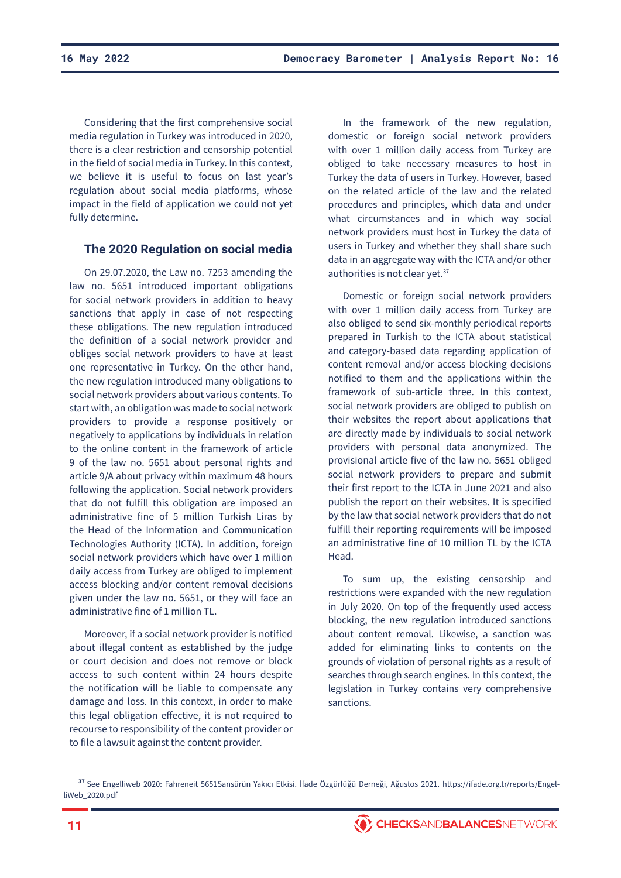Considering that the first comprehensive social media regulation in Turkey was introduced in 2020, there is a clear restriction and censorship potential in the field of social media in Turkey. In this context, we believe it is useful to focus on last year's regulation about social media platforms, whose impact in the field of application we could not yet fully determine.

## The 2020 Regulation on social media

On 29.07.2020, the Law no. 7253 amending the law no. 5651 introduced important obligations for social network providers in addition to heavy sanctions that apply in case of not respecting these obligations. The new regulation introduced the definition of a social network provider and obliges social network providers to have at least one representative in Turkey. On the other hand, the new regulation introduced many obligations to social network providers about various contents. To start with, an obligation was made to social network providers to provide a response positively or negatively to applications by individuals in relation to the online content in the framework of article 9 of the law no. 5651 about personal rights and article 9/A about privacy within maximum 48 hours following the application. Social network providers that do not fulfill this obligation are imposed an administrative fine of 5 million Turkish Liras by the Head of the Information and Communication Technologies Authority (ICTA). In addition, foreign social network providers which have over 1 million daily access from Turkey are obliged to implement access blocking and/or content removal decisions given under the law no. 5651, or they will face an administrative fine of 1 million TL.

Moreover, if a social network provider is notified about illegal content as established by the judge or court decision and does not remove or block access to such content within 24 hours despite the notification will be liable to compensate any damage and loss. In this context, in order to make this legal obligation effective, it is not required to recourse to responsibility of the content provider or to file a lawsuit against the content provider.

In the framework of the new regulation, domestic or foreign social network providers with over 1 million daily access from Turkey are obliged to take necessary measures to host in Turkey the data of users in Turkey. However, based on the related article of the law and the related procedures and principles, which data and under what circumstances and in which way social network providers must host in Turkey the data of users in Turkey and whether they shall share such data in an aggregate way with the ICTA and/or other authorities is not clear yet.[37]

Domestic or foreign social network providers with over 1 million daily access from Turkey are also obliged to send six-monthly periodical reports prepared in Turkish to the ICTA about statistical and category-based data regarding application of content removal and/or access blocking decisions notified to them and the applications within the framework of sub-article three. In this context, social network providers are obliged to publish on their websites the report about applications that are directly made by individuals to social network providers with personal data anonymized. The provisional article five of the law no. 5651 obliged social network providers to prepare and submit their first report to the ICTA in June 2021 and also publish the report on their websites. It is specified by the law that social network providers that do not fulfill their reporting requirements will be imposed an administrative fine of 10 million TL by the ICTA Head.

To sum up, the existing censorship and restrictions were expanded with the new regulation in July 2020. On top of the frequently used access blocking, the new regulation introduced sanctions about content removal. Likewise, a sanction was added for eliminating links to contents on the grounds of violation of personal rights as a result of searches through search engines. In this context, the legislation in Turkey contains very comprehensive sanctions.

[37] See Engelliweb 2020: Fahreneit 5651Sansürün Yakıcı Etkisi. İfade Özgürlüğü Derneği, Ağustos 2021. https://ifade.org.tr/reports/EngelliWeb_2020.pdf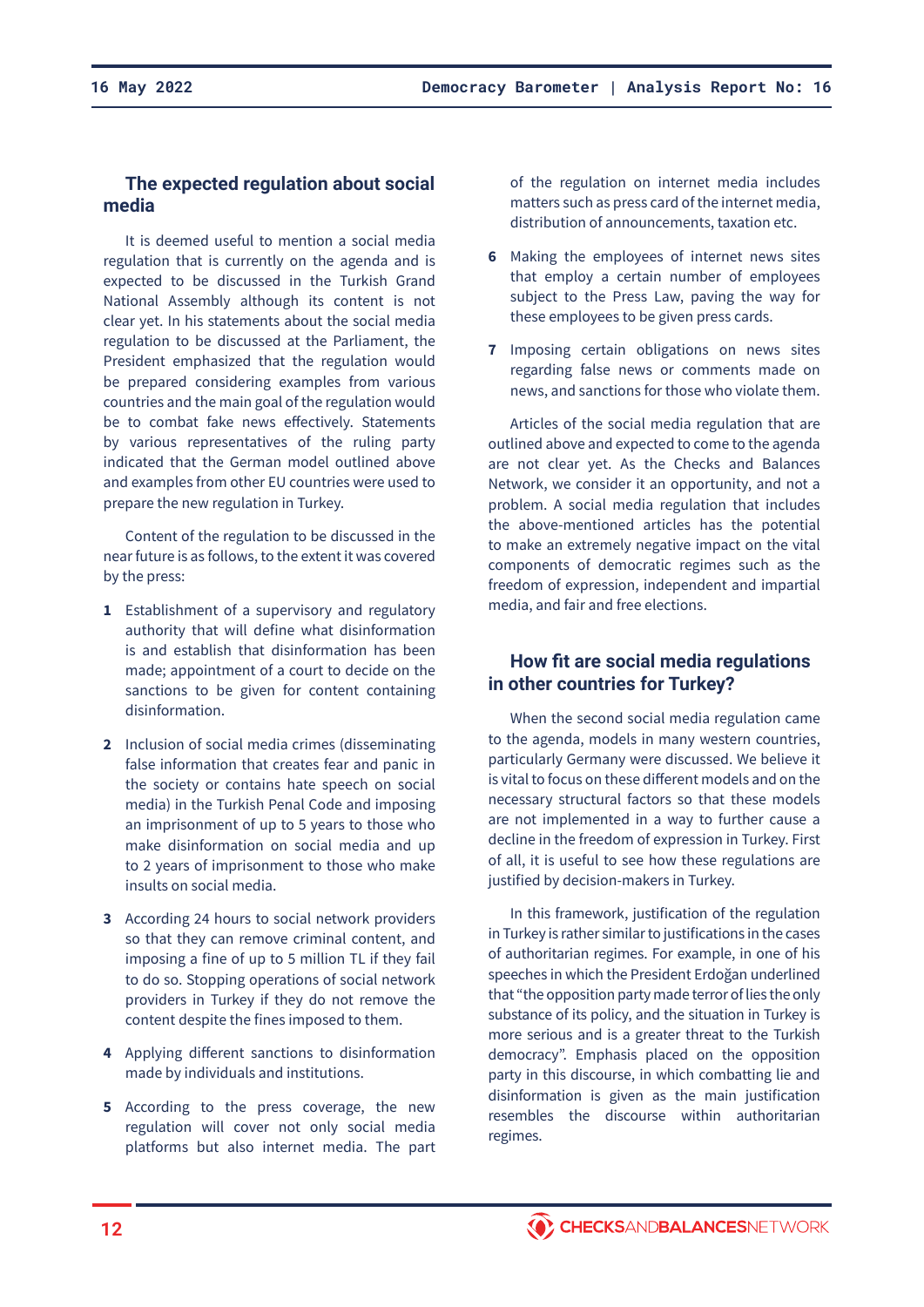## The expected regulation about social media

It is deemed useful to mention a social media regulation that is currently on the agenda and is expected to be discussed in the Turkish Grand National Assembly although its content is not clear yet. In his statements about the social media regulation to be discussed at the Parliament, the President emphasized that the regulation would be prepared considering examples from various countries and the main goal of the regulation would be to combat fake news effectively. Statements by various representatives of the ruling party indicated that the German model outlined above and examples from other EU countries were used to prepare the new regulation in Turkey.

Content of the regulation to be discussed in the near future is as follows, to the extent it was covered by the press:

1. Establishment of a supervisory and regulatory authority that will define what disinformation is and establish that disinformation has been made; appointment of a court to decide on the sanctions to be given for content containing disinformation.
2. Inclusion of social media crimes (disseminating false information that creates fear and panic in the society or contains hate speech on social media) in the Turkish Penal Code and imposing an imprisonment of up to 5 years to those who make disinformation on social media and up to 2 years of imprisonment to those who make insults on social media.
3. According 24 hours to social network providers so that they can remove criminal content, and imposing a fine of up to 5 million TL if they fail to do so. Stopping operations of social network providers in Turkey if they do not remove the content despite the fines imposed to them.
4. Applying different sanctions to disinformation made by individuals and institutions.
5. According to the press coverage, the new regulation will cover not only social media platforms but also internet media. The part of the regulation on internet media includes matters such as press card of the internet media, distribution of announcements, taxation etc.
6. Making the employees of internet news sites that employ a certain number of employees subject to the Press Law, paving the way for these employees to be given press cards.
7. Imposing certain obligations on news sites regarding false news or comments made on news, and sanctions for those who violate them.

Articles of the social media regulation that are outlined above and expected to come to the agenda are not clear yet. As the Checks and Balances Network, we consider it an opportunity, and not a problem. A social media regulation that includes the above-mentioned articles has the potential to make an extremely negative impact on the vital components of democratic regimes such as the freedom of expression, independent and impartial media, and fair and free elections.

## How fit are social media regulations in other countries for Turkey?

When the second social media regulation came to the agenda, models in many western countries, particularly Germany were discussed. We believe it is vital to focus on these different models and on the necessary structural factors so that these models are not implemented in a way to further cause a decline in the freedom of expression in Turkey. First of all, it is useful to see how these regulations are justified by decision-makers in Turkey.

In this framework, justification of the regulation in Turkey is rather similar to justifications in the cases of authoritarian regimes. For example, in one of his speeches in which the President Erdoğan underlined that "the opposition party made terror of lies the only substance of its policy, and the situation in Turkey is more serious and is a greater threat to the Turkish democracy". Emphasis placed on the opposition party in this discourse, in which combatting lie and disinformation is given as the main justification resembles the discourse within authoritarian regimes.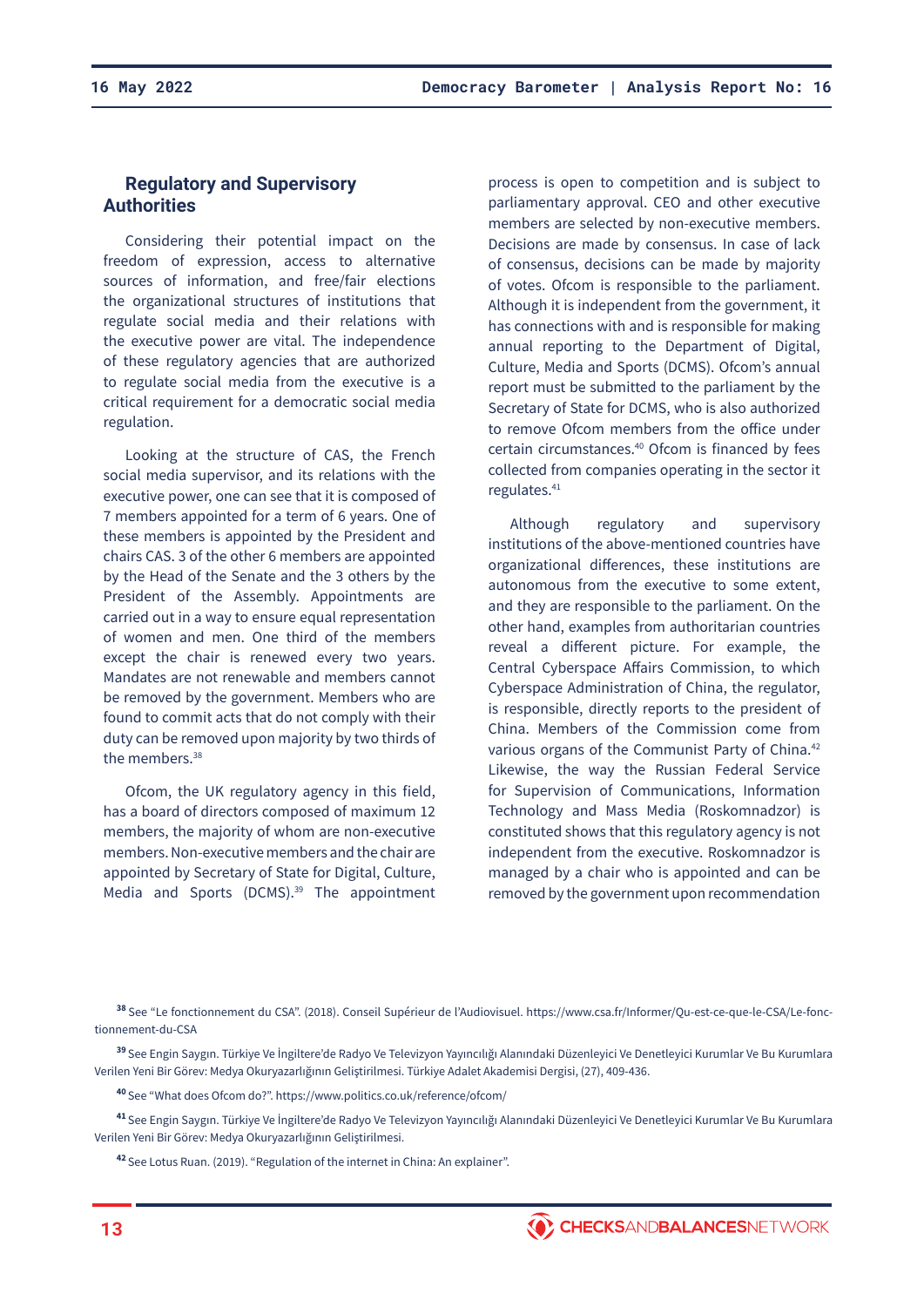## Regulatory and Supervisory Authorities

Considering their potential impact on the freedom of expression, access to alternative sources of information, and free/fair elections the organizational structures of institutions that regulate social media and their relations with the executive power are vital. The independence of these regulatory agencies that are authorized to regulate social media from the executive is a critical requirement for a democratic social media regulation.

Looking at the structure of CAS, the French social media supervisor, and its relations with the executive power, one can see that it is composed of 7 members appointed for a term of 6 years. One of these members is appointed by the President and chairs CAS. 3 of the other 6 members are appointed by the Head of the Senate and the 3 others by the President of the Assembly. Appointments are carried out in a way to ensure equal representation of women and men. One third of the members except the chair is renewed every two years. Mandates are not renewable and members cannot be removed by the government. Members who are found to commit acts that do not comply with their duty can be removed upon majority by two thirds of the members.[38]

Ofcom, the UK regulatory agency in this field, has a board of directors composed of maximum 12 members, the majority of whom are non-executive members. Non-executive members and the chair are appointed by Secretary of State for Digital, Culture, Media and Sports (DCMS).[39] The appointment process is open to competition and is subject to parliamentary approval. CEO and other executive members are selected by non-executive members. Decisions are made by consensus. In case of lack of consensus, decisions can be made by majority of votes. Ofcom is responsible to the parliament. Although it is independent from the government, it has connections with and is responsible for making annual reporting to the Department of Digital, Culture, Media and Sports (DCMS). Ofcom's annual report must be submitted to the parliament by the Secretary of State for DCMS, who is also authorized to remove Ofcom members from the office under certain circumstances.[40] Ofcom is financed by fees collected from companies operating in the sector it regulates.[41]

Although regulatory and supervisory institutions of the above-mentioned countries have organizational differences, these institutions are autonomous from the executive to some extent, and they are responsible to the parliament. On the other hand, examples from authoritarian countries reveal a different picture. For example, the Central Cyberspace Affairs Commission, to which Cyberspace Administration of China, the regulator, is responsible, directly reports to the president of China. Members of the Commission come from various organs of the Communist Party of China.[42] Likewise, the way the Russian Federal Service for Supervision of Communications, Information Technology and Mass Media (Roskomnadzor) is constituted shows that this regulatory agency is not independent from the executive. Roskomnadzor is managed by a chair who is appointed and can be removed by the government upon recommendation

---

[38] See "Le fonctionnement du CSA". (2018). Conseil Supérieur de l'Audiovisuel. https://www.csa.fr/Informer/Qu-est-ce-que-le-CSA/Le-fonctionnement-du-CSA

[39] See Engin Saygın. Türkiye Ve İngiltere'de Radyo Ve Televizyon Yayıncılığı Alanındaki Düzenleyici Ve Denetleyici Kurumlar Ve Bu Kurumlara Verilen Yeni Bir Görev: Medya Okuryazarlığının Geliştirilmesi. Türkiye Adalet Akademisi Dergisi, (27), 409-436.

[40] See "What does Ofcom do?". https://www.politics.co.uk/reference/ofcom/

[41] See Engin Saygın. Türkiye Ve İngiltere'de Radyo Ve Televizyon Yayıncılığı Alanındaki Düzenleyici Ve Denetleyici Kurumlar Ve Bu Kurumlara Verilen Yeni Bir Görev: Medya Okuryazarlığının Geliştirilmesi.

[42] See Lotus Ruan. (2019). "Regulation of the internet in China: An explainer".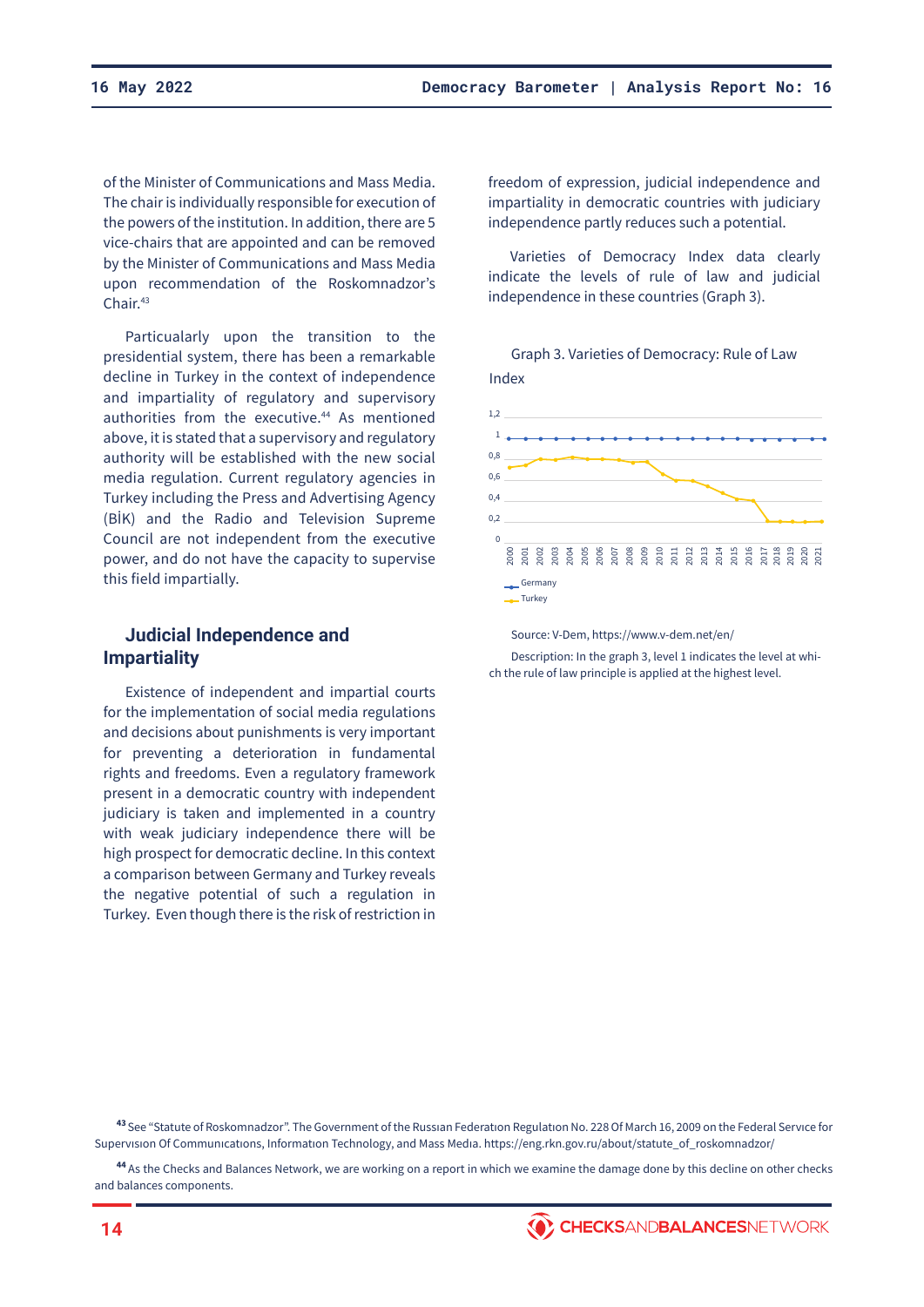of the Minister of Communications and Mass Media. The chair is individually responsible for execution of the powers of the institution. In addition, there are 5 vice-chairs that are appointed and can be removed by the Minister of Communications and Mass Media upon recommendation of the Roskomnadzor's Chair.[43]

Particualarly upon the transition to the presidential system, there has been a remarkable decline in Turkey in the context of independence and impartiality of regulatory and supervisory authorities from the executive.[44] As mentioned above, it is stated that a supervisory and regulatory authority will be established with the new social media regulation. Current regulatory agencies in Turkey including the Press and Advertising Agency (BİK) and the Radio and Television Supreme Council are not independent from the executive power, and do not have the capacity to supervise this field impartially.

## Judicial Independence and Impartiality

Existence of independent and impartial courts for the implementation of social media regulations and decisions about punishments is very important for preventing a deterioration in fundamental rights and freedoms. Even a regulatory framework present in a democratic country with independent judiciary is taken and implemented in a country with weak judiciary independence there will be high prospect for democratic decline. In this context a comparison between Germany and Turkey reveals the negative potential of such a regulation in Turkey. Even though there is the risk of restriction in freedom of expression, judicial independence and impartiality in democratic countries with judiciary independence partly reduces such a potential.

Varieties of Democracy Index data clearly indicate the levels of rule of law and judicial independence in these countries (Graph 3).

Graph 3. Varieties of Democracy: Rule of Law Index

Source: V-Dem, https://www.v-dem.net/en/

Description: In the graph 3, level 1 indicates the level at which the rule of law principle is applied at the highest level.

---

[43] See "Statute of Roskomnadzor". The Government of the Russıan Federatıon Regulatıon No. 228 Of March 16, 2009 on the Federal Servıce for Supervısıon Of Communıcatıons, Informatıon Technology, and Mass Medıa. https://eng.rkn.gov.ru/about/statute_of_roskomnadzor/

[44] As the Checks and Balances Network, we are working on a report in which we examine the damage done by this decline on other checks and balances components.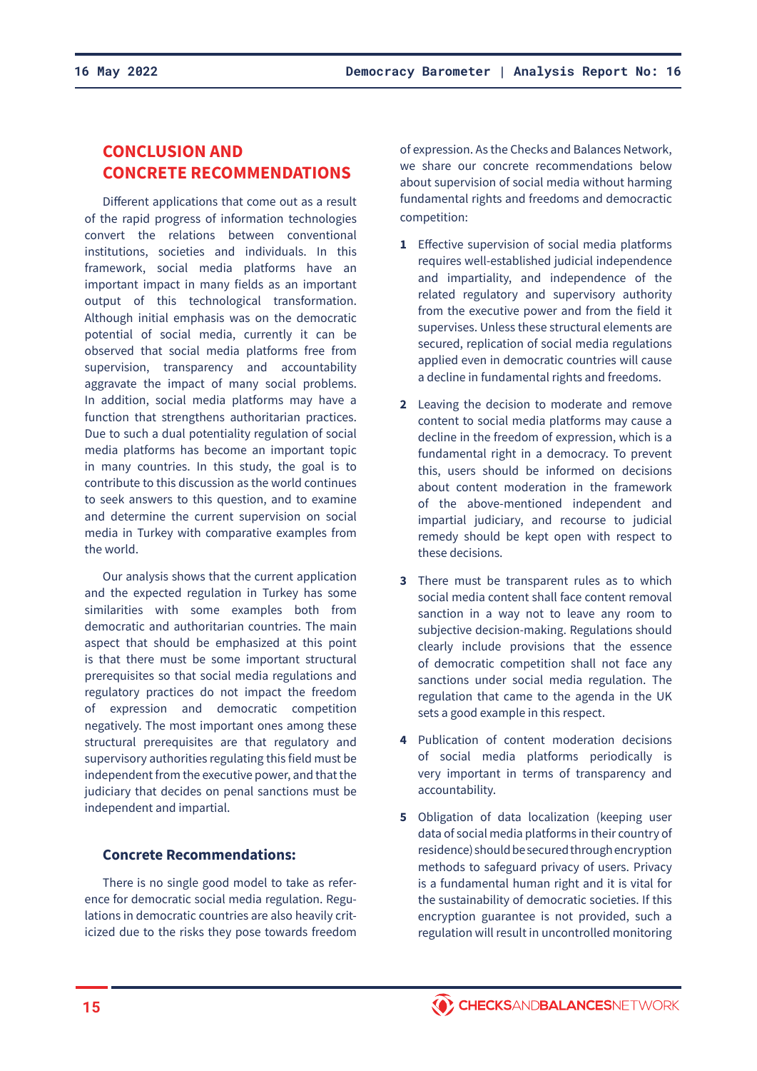## CONCLUSION AND CONCRETE RECOMMENDATIONS

Different applications that come out as a result of the rapid progress of information technologies convert the relations between conventional institutions, societies and individuals. In this framework, social media platforms have an important impact in many fields as an important output of this technological transformation. Although initial emphasis was on the democratic potential of social media, currently it can be observed that social media platforms free from supervision, transparency and accountability aggravate the impact of many social problems. In addition, social media platforms may have a function that strengthens authoritarian practices. Due to such a dual potentiality regulation of social media platforms has become an important topic in many countries. In this study, the goal is to contribute to this discussion as the world continues to seek answers to this question, and to examine and determine the current supervision on social media in Turkey with comparative examples from the world.

Our analysis shows that the current application and the expected regulation in Turkey has some similarities with some examples both from democratic and authoritarian countries. The main aspect that should be emphasized at this point is that there must be some important structural prerequisites so that social media regulations and regulatory practices do not impact the freedom of expression and democratic competition negatively. The most important ones among these structural prerequisites are that regulatory and supervisory authorities regulating this field must be independent from the executive power, and that the judiciary that decides on penal sanctions must be independent and impartial.

### Concrete Recommendations:

There is no single good model to take as reference for democratic social media regulation. Regulations in democratic countries are also heavily criticized due to the risks they pose towards freedom of expression. As the Checks and Balances Network, we share our concrete recommendations below about supervision of social media without harming fundamental rights and freedoms and democractic competition:

1. Effective supervision of social media platforms requires well-established judicial independence and impartiality, and independence of the related regulatory and supervisory authority from the executive power and from the field it supervises. Unless these structural elements are secured, replication of social media regulations applied even in democratic countries will cause a decline in fundamental rights and freedoms.
2. Leaving the decision to moderate and remove content to social media platforms may cause a decline in the freedom of expression, which is a fundamental right in a democracy. To prevent this, users should be informed on decisions about content moderation in the framework of the above-mentioned independent and impartial judiciary, and recourse to judicial remedy should be kept open with respect to these decisions.
3. There must be transparent rules as to which social media content shall face content removal sanction in a way not to leave any room to subjective decision-making. Regulations should clearly include provisions that the essence of democratic competition shall not face any sanctions under social media regulation. The regulation that came to the agenda in the UK sets a good example in this respect.
4. Publication of content moderation decisions of social media platforms periodically is very important in terms of transparency and accountability.
5. Obligation of data localization (keeping user data of social media platforms in their country of residence) should be secured through encryption methods to safeguard privacy of users. Privacy is a fundamental human right and it is vital for the sustainability of democratic societies. If this encryption guarantee is not provided, such a regulation will result in uncontrolled monitoring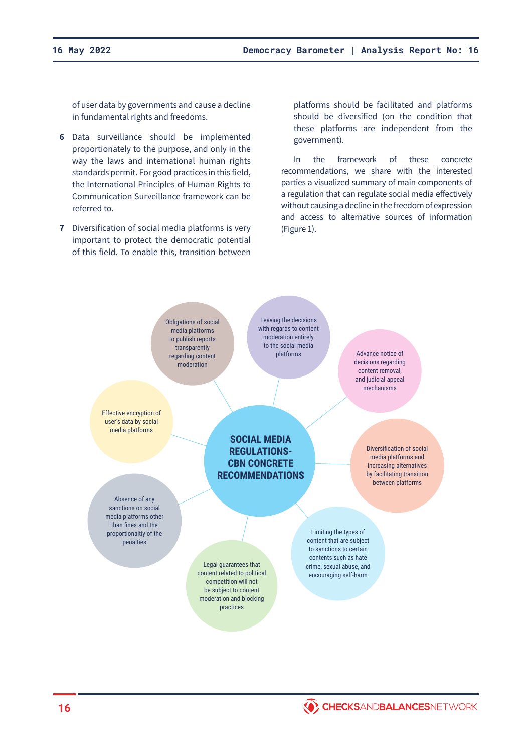of user data by governments and cause a decline in fundamental rights and freedoms.

6. Data surveillance should be implemented proportionately to the purpose, and only in the way the laws and international human rights standards permit. For good practices in this field, the International Principles of Human Rights to Communication Surveillance framework can be referred to.

7. Diversification of social media platforms is very important to protect the democratic potential of this field. To enable this, transition between platforms should be facilitated and platforms should be diversified (on the condition that these platforms are independent from the government).

In the framework of these concrete recommendations, we share with the interested parties a visualized summary of main components of a regulation that can regulate social media effectively without causing a decline in the freedom of expression and access to alternative sources of information (Figure 1).

**SOCIAL MEDIA REGULATIONS- CBN CONCRETE RECOMMENDATIONS**

- Obligations of social media platforms to publish reports transparently regarding content moderation
- Leaving the decisions with regards to content moderation entirely to the social media platforms
- Advance notice of decisions regarding content removal, and judicial appeal mechanisms
- Diversification of social media platforms and increasing alternatives by facilitating transition between platforms
- Limiting the types of content that are subject to sanctions to certain contents such as hate crime, sexual abuse, and encouraging self-harm
- Legal guarantees that content related to political competition will not be subject to content moderation and blocking practices
- Absence of any sanctions on social media platforms other than fines and the proportionaltiy of the penalties
- Effective encryption of user's data by social media platforms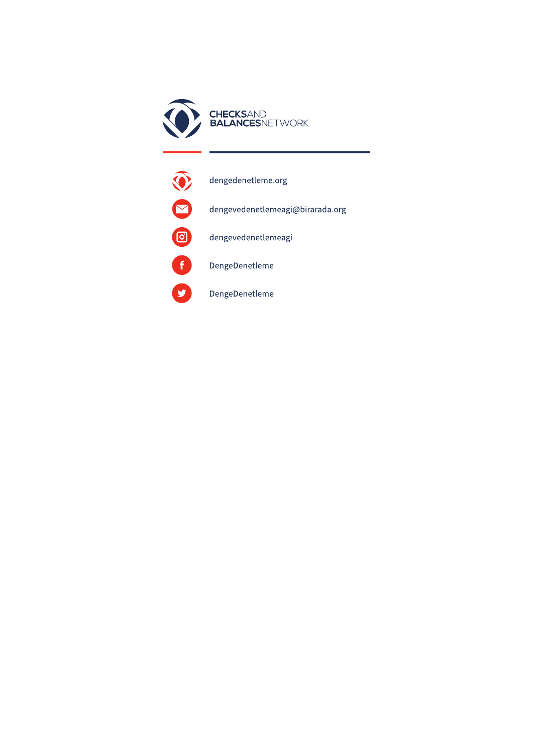CHECKSAND
BALANCESNETWORK

dengedenetleme.org

dengevedenetlemeagi@birarada.org

dengevedenetlemeagi

DengeDenetleme

DengeDenetleme